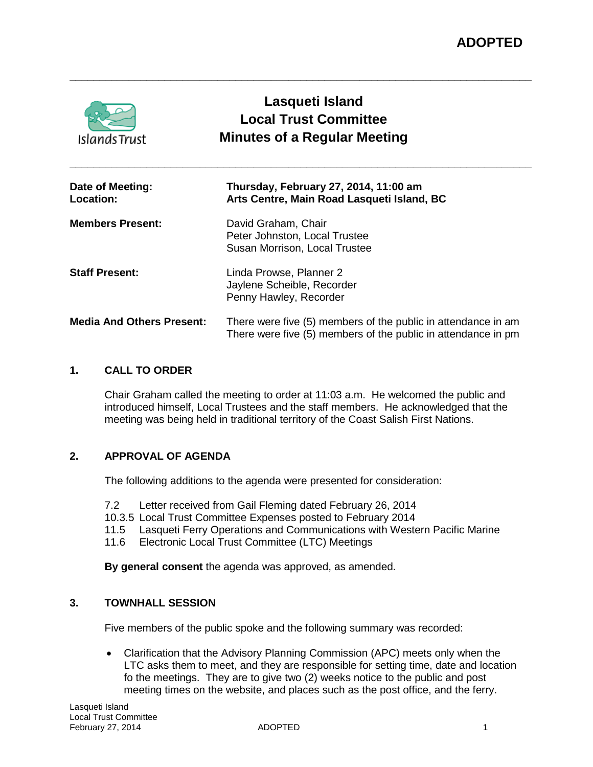**ADOPTED**

# Lasqueti Island Local Trust Committee Minutes of a Regular Meeting

| | |
|---|---|
| **Date of Meeting:** | **Thursday, February 27, 2014, 11:00 am** |
| **Location:** | **Arts Centre, Main Road Lasqueti Island, BC** |
| **Members Present:** | David Graham, Chair<br>Peter Johnston, Local Trustee<br>Susan Morrison, Local Trustee |
| **Staff Present:** | Linda Prowse, Planner 2<br>Jaylene Scheible, Recorder<br>Penny Hawley, Recorder |
| **Media And Others Present:** | There were five (5) members of the public in attendance in am<br>There were five (5) members of the public in attendance in pm |

## 1. CALL TO ORDER

Chair Graham called the meeting to order at 11:03 a.m. He welcomed the public and introduced himself, Local Trustees and the staff members. He acknowledged that the meeting was being held in traditional territory of the Coast Salish First Nations.

## 2. APPROVAL OF AGENDA

The following additions to the agenda were presented for consideration:

7.2 Letter received from Gail Fleming dated February 26, 2014
10.3.5 Local Trust Committee Expenses posted to February 2014
11.5 Lasqueti Ferry Operations and Communications with Western Pacific Marine
11.6 Electronic Local Trust Committee (LTC) Meetings

**By general consent** the agenda was approved, as amended.

## 3. TOWNHALL SESSION

Five members of the public spoke and the following summary was recorded:

- Clarification that the Advisory Planning Commission (APC) meets only when the LTC asks them to meet, and they are responsible for setting time, date and location fo the meetings. They are to give two (2) weeks notice to the public and post meeting times on the website, and places such as the post office, and the ferry.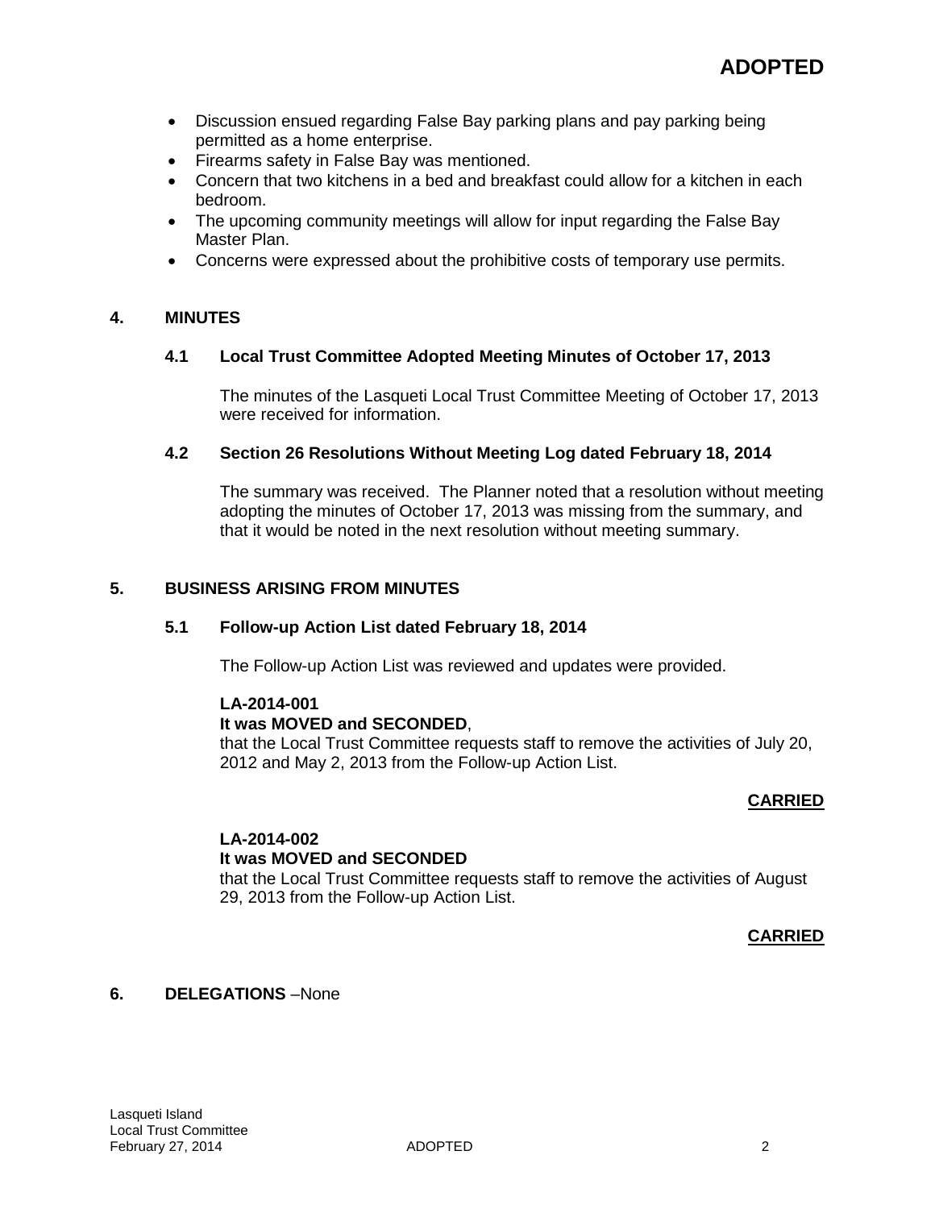**ADOPTED**

- Discussion ensued regarding False Bay parking plans and pay parking being permitted as a home enterprise.
- Firearms safety in False Bay was mentioned.
- Concern that two kitchens in a bed and breakfast could allow for a kitchen in each bedroom.
- The upcoming community meetings will allow for input regarding the False Bay Master Plan.
- Concerns were expressed about the prohibitive costs of temporary use permits.

## 4. MINUTES

### 4.1 Local Trust Committee Adopted Meeting Minutes of October 17, 2013

The minutes of the Lasqueti Local Trust Committee Meeting of October 17, 2013 were received for information.

### 4.2 Section 26 Resolutions Without Meeting Log dated February 18, 2014

The summary was received. The Planner noted that a resolution without meeting adopting the minutes of October 17, 2013 was missing from the summary, and that it would be noted in the next resolution without meeting summary.

## 5. BUSINESS ARISING FROM MINUTES

### 5.1 Follow-up Action List dated February 18, 2014

The Follow-up Action List was reviewed and updates were provided.

**LA-2014-001**
**It was MOVED and SECONDED**,
that the Local Trust Committee requests staff to remove the activities of July 20, 2012 and May 2, 2013 from the Follow-up Action List.

**CARRIED**

**LA-2014-002**
**It was MOVED and SECONDED**
that the Local Trust Committee requests staff to remove the activities of August 29, 2013 from the Follow-up Action List.

**CARRIED**

## 6. DELEGATIONS –None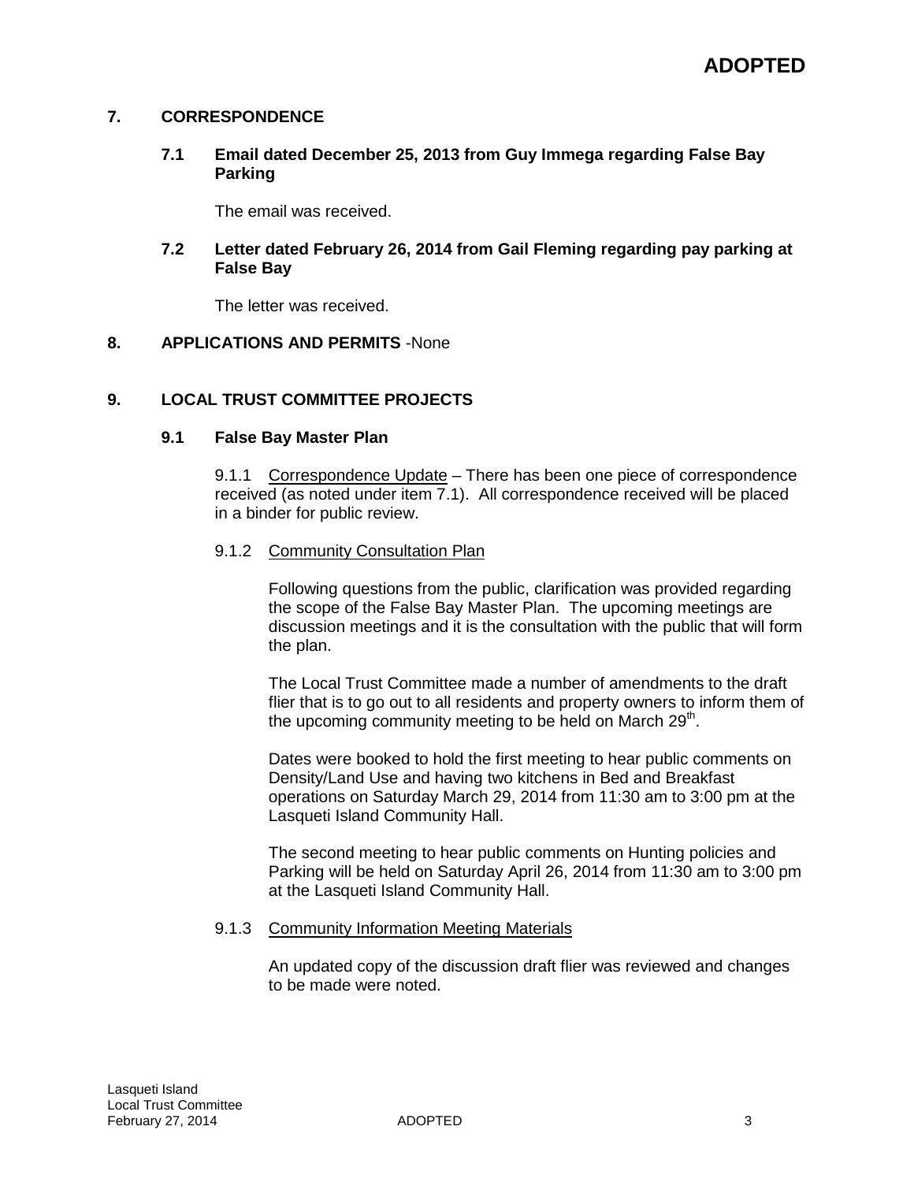**ADOPTED**

## 7. CORRESPONDENCE

### 7.1 Email dated December 25, 2013 from Guy Immega regarding False Bay Parking

The email was received.

### 7.2 Letter dated February 26, 2014 from Gail Fleming regarding pay parking at False Bay

The letter was received.

## 8. APPLICATIONS AND PERMITS -None

## 9. LOCAL TRUST COMMITTEE PROJECTS

### 9.1 False Bay Master Plan

9.1.1 Correspondence Update – There has been one piece of correspondence received (as noted under item 7.1). All correspondence received will be placed in a binder for public review.

9.1.2 Community Consultation Plan

Following questions from the public, clarification was provided regarding the scope of the False Bay Master Plan. The upcoming meetings are discussion meetings and it is the consultation with the public that will form the plan.

The Local Trust Committee made a number of amendments to the draft flier that is to go out to all residents and property owners to inform them of the upcoming community meeting to be held on March 29th.

Dates were booked to hold the first meeting to hear public comments on Density/Land Use and having two kitchens in Bed and Breakfast operations on Saturday March 29, 2014 from 11:30 am to 3:00 pm at the Lasqueti Island Community Hall.

The second meeting to hear public comments on Hunting policies and Parking will be held on Saturday April 26, 2014 from 11:30 am to 3:00 pm at the Lasqueti Island Community Hall.

9.1.3 Community Information Meeting Materials

An updated copy of the discussion draft flier was reviewed and changes to be made were noted.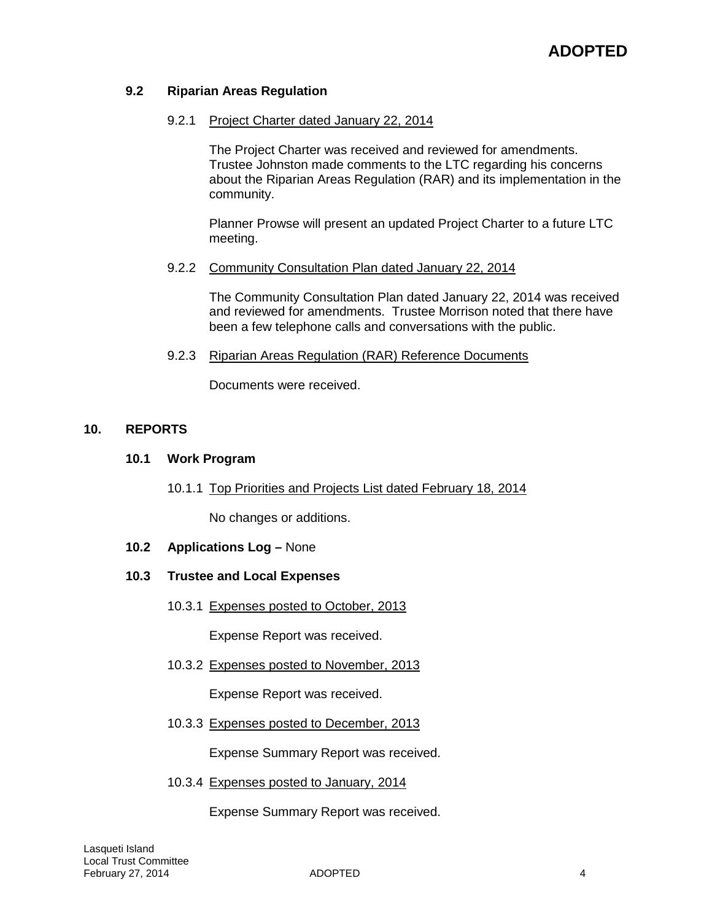### 9.2 Riparian Areas Regulation

9.2.1 Project Charter dated January 22, 2014

The Project Charter was received and reviewed for amendments. Trustee Johnston made comments to the LTC regarding his concerns about the Riparian Areas Regulation (RAR) and its implementation in the community.

Planner Prowse will present an updated Project Charter to a future LTC meeting.

9.2.2 Community Consultation Plan dated January 22, 2014

The Community Consultation Plan dated January 22, 2014 was received and reviewed for amendments. Trustee Morrison noted that there have been a few telephone calls and conversations with the public.

9.2.3 Riparian Areas Regulation (RAR) Reference Documents

Documents were received.

## 10. REPORTS

### 10.1 Work Program

10.1.1 Top Priorities and Projects List dated February 18, 2014

No changes or additions.

### 10.2 Applications Log – None

### 10.3 Trustee and Local Expenses

10.3.1 Expenses posted to October, 2013

Expense Report was received.

10.3.2 Expenses posted to November, 2013

Expense Report was received.

10.3.3 Expenses posted to December, 2013

Expense Summary Report was received.

10.3.4 Expenses posted to January, 2014

Expense Summary Report was received.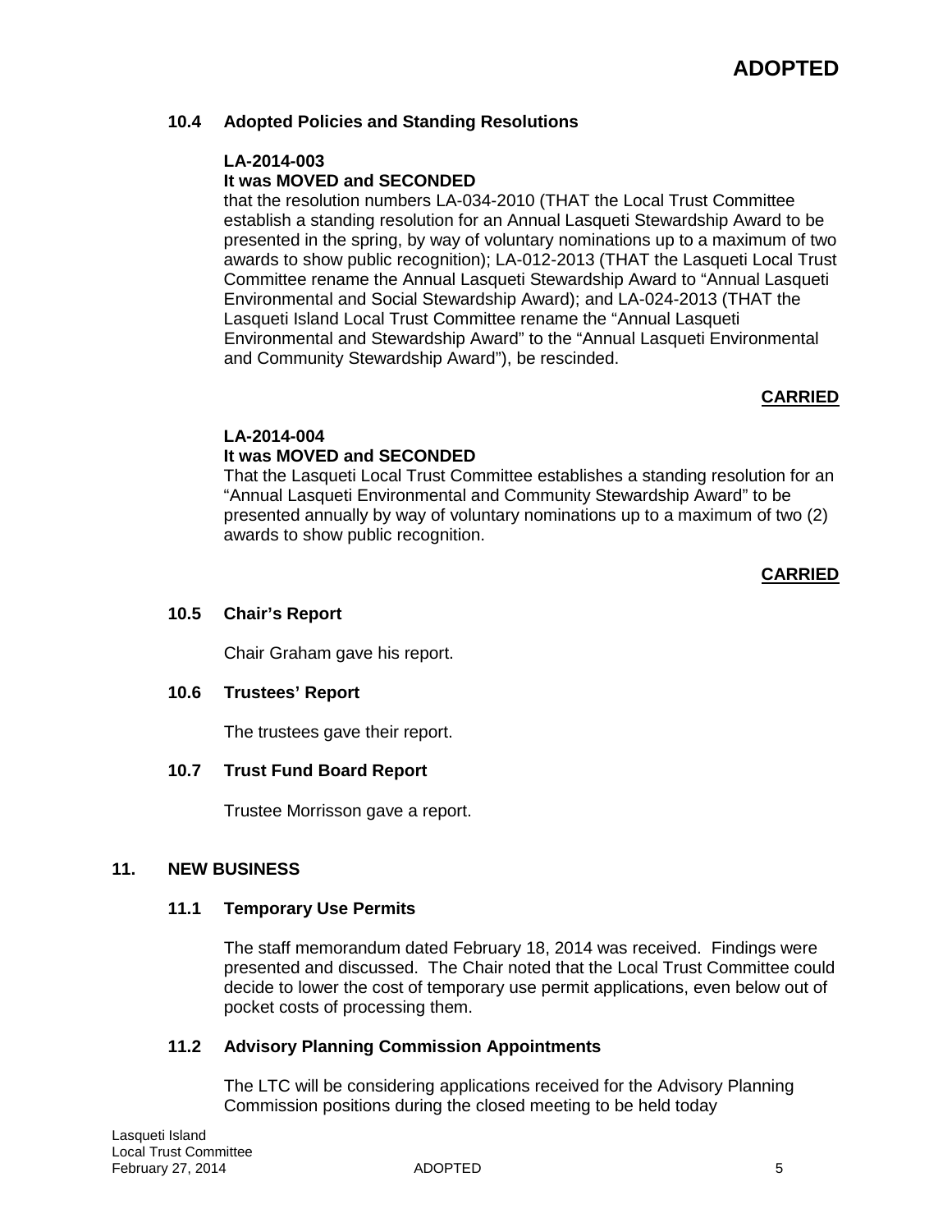**ADOPTED**

### 10.4 Adopted Policies and Standing Resolutions

**LA-2014-003**
**It was MOVED and SECONDED**
that the resolution numbers LA-034-2010 (THAT the Local Trust Committee establish a standing resolution for an Annual Lasqueti Stewardship Award to be presented in the spring, by way of voluntary nominations up to a maximum of two awards to show public recognition); LA-012-2013 (THAT the Lasqueti Local Trust Committee rename the Annual Lasqueti Stewardship Award to "Annual Lasqueti Environmental and Social Stewardship Award); and LA-024-2013 (THAT the Lasqueti Island Local Trust Committee rename the "Annual Lasqueti Environmental and Stewardship Award" to the "Annual Lasqueti Environmental and Community Stewardship Award"), be rescinded.

**CARRIED**

**LA-2014-004**
**It was MOVED and SECONDED**
That the Lasqueti Local Trust Committee establishes a standing resolution for an "Annual Lasqueti Environmental and Community Stewardship Award" to be presented annually by way of voluntary nominations up to a maximum of two (2) awards to show public recognition.

**CARRIED**

### 10.5 Chair's Report

Chair Graham gave his report.

### 10.6 Trustees' Report

The trustees gave their report.

### 10.7 Trust Fund Board Report

Trustee Morrisson gave a report.

## 11. NEW BUSINESS

### 11.1 Temporary Use Permits

The staff memorandum dated February 18, 2014 was received. Findings were presented and discussed. The Chair noted that the Local Trust Committee could decide to lower the cost of temporary use permit applications, even below out of pocket costs of processing them.

### 11.2 Advisory Planning Commission Appointments

The LTC will be considering applications received for the Advisory Planning Commission positions during the closed meeting to be held today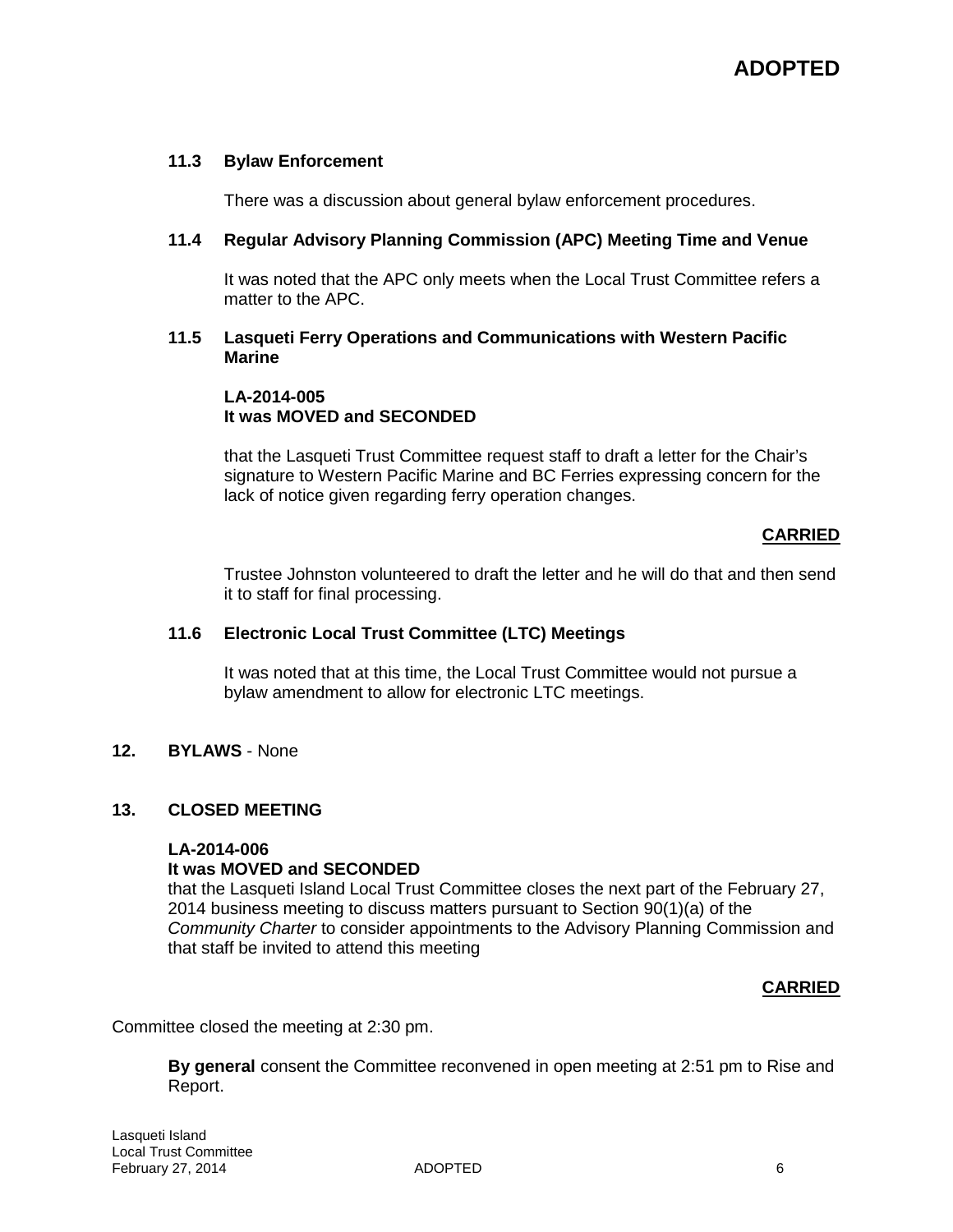**ADOPTED**

### 11.3 Bylaw Enforcement

There was a discussion about general bylaw enforcement procedures.

### 11.4 Regular Advisory Planning Commission (APC) Meeting Time and Venue

It was noted that the APC only meets when the Local Trust Committee refers a matter to the APC.

### 11.5 Lasqueti Ferry Operations and Communications with Western Pacific Marine

**LA-2014-005**
**It was MOVED and SECONDED**

that the Lasqueti Trust Committee request staff to draft a letter for the Chair's signature to Western Pacific Marine and BC Ferries expressing concern for the lack of notice given regarding ferry operation changes.

**CARRIED**

Trustee Johnston volunteered to draft the letter and he will do that and then send it to staff for final processing.

### 11.6 Electronic Local Trust Committee (LTC) Meetings

It was noted that at this time, the Local Trust Committee would not pursue a bylaw amendment to allow for electronic LTC meetings.

## 12. BYLAWS - None

## 13. CLOSED MEETING

**LA-2014-006**
**It was MOVED and SECONDED**
that the Lasqueti Island Local Trust Committee closes the next part of the February 27, 2014 business meeting to discuss matters pursuant to Section 90(1)(a) of the *Community Charter* to consider appointments to the Advisory Planning Commission and that staff be invited to attend this meeting

**CARRIED**

Committee closed the meeting at 2:30 pm.

**By general** consent the Committee reconvened in open meeting at 2:51 pm to Rise and Report.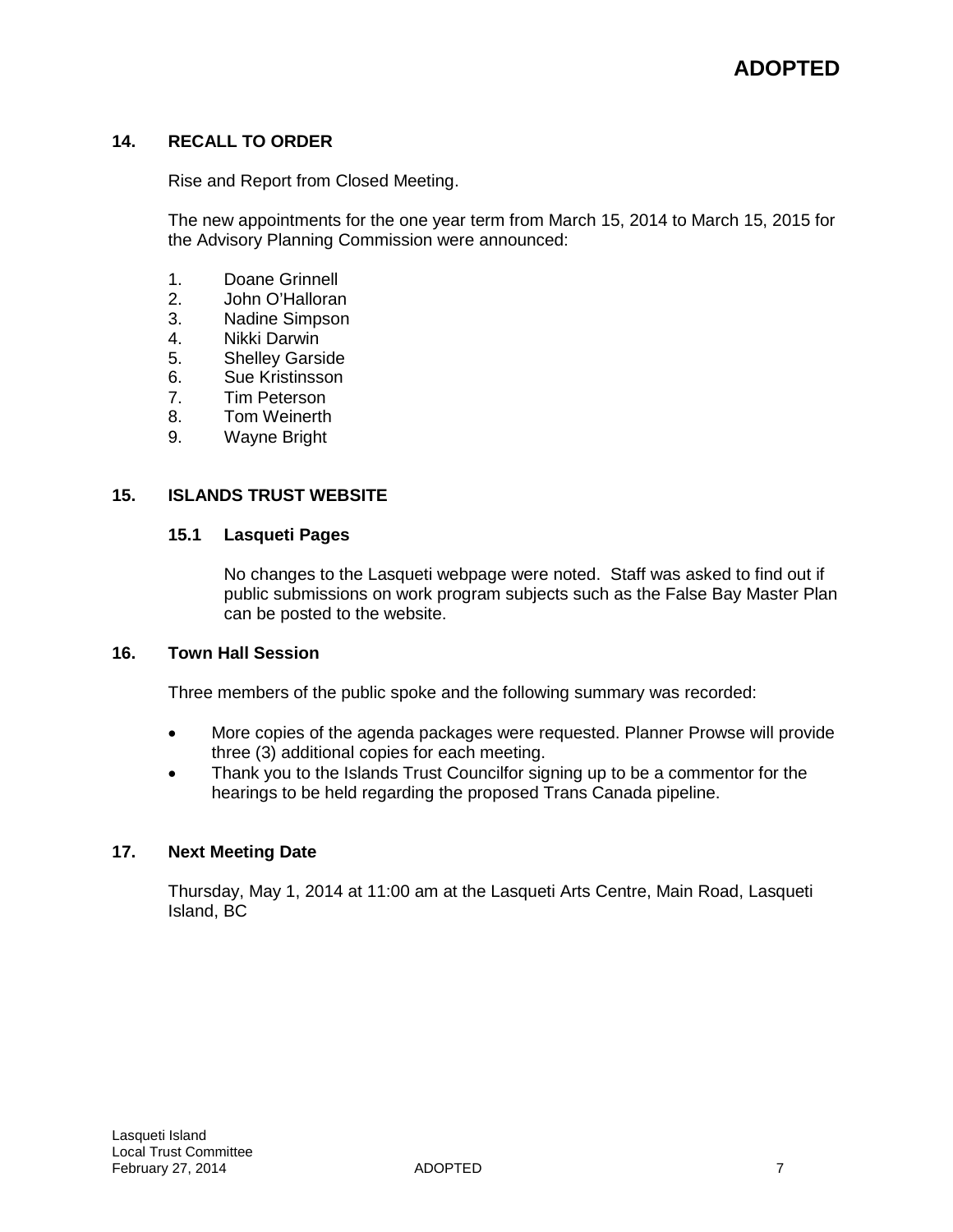## 14. RECALL TO ORDER

Rise and Report from Closed Meeting.

The new appointments for the one year term from March 15, 2014 to March 15, 2015 for the Advisory Planning Commission were announced:

1. Doane Grinnell
2. John O'Halloran
3. Nadine Simpson
4. Nikki Darwin
5. Shelley Garside
6. Sue Kristinsson
7. Tim Peterson
8. Tom Weinerth
9. Wayne Bright

## 15. ISLANDS TRUST WEBSITE

### 15.1 Lasqueti Pages

No changes to the Lasqueti webpage were noted. Staff was asked to find out if public submissions on work program subjects such as the False Bay Master Plan can be posted to the website.

## 16. Town Hall Session

Three members of the public spoke and the following summary was recorded:

- More copies of the agenda packages were requested. Planner Prowse will provide three (3) additional copies for each meeting.
- Thank you to the Islands Trust Councilfor signing up to be a commentor for the hearings to be held regarding the proposed Trans Canada pipeline.

## 17. Next Meeting Date

Thursday, May 1, 2014 at 11:00 am at the Lasqueti Arts Centre, Main Road, Lasqueti Island, BC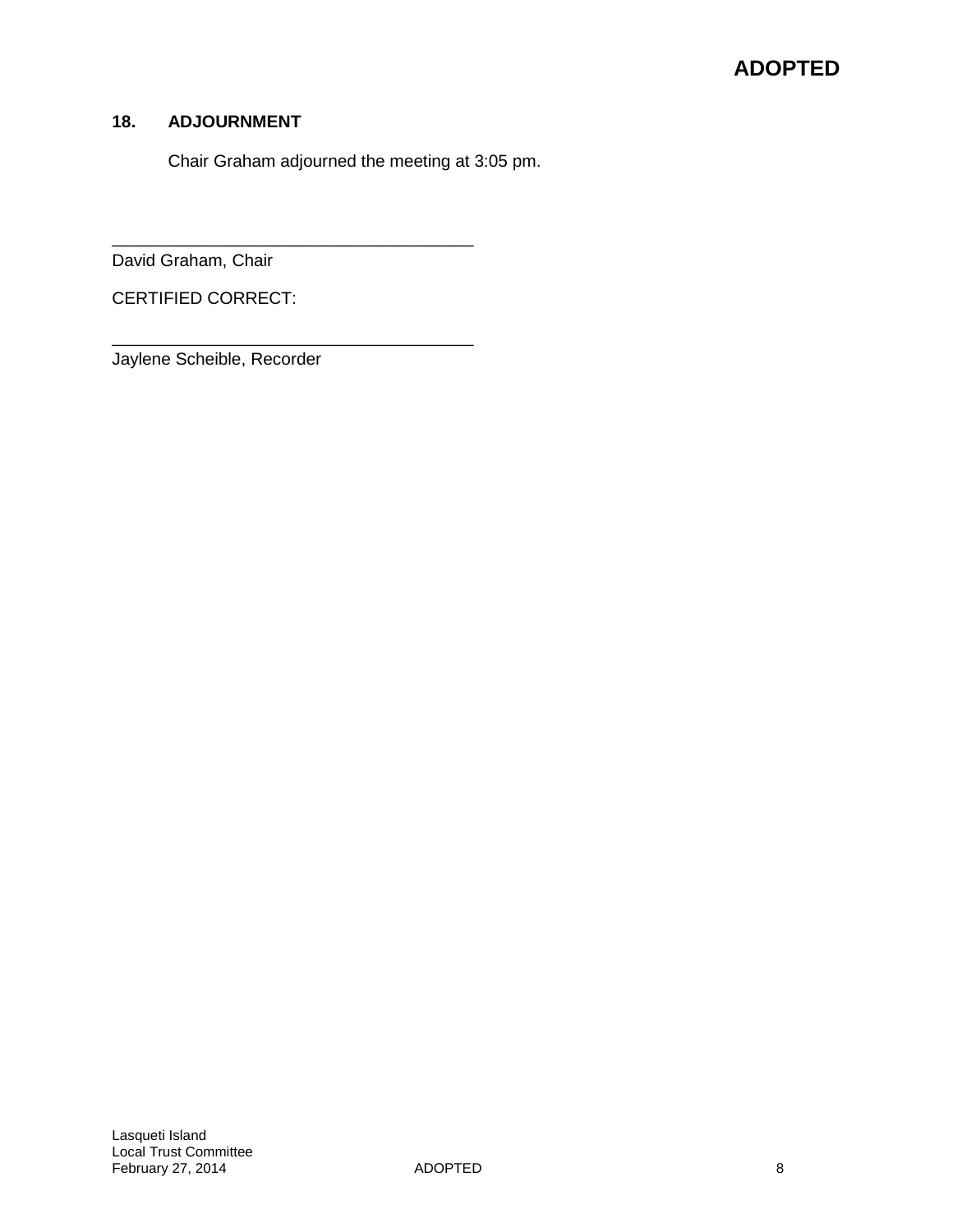**ADOPTED**

## 18. ADJOURNMENT

Chair Graham adjourned the meeting at 3:05 pm.

\_\_\_\_\_\_\_\_\_\_\_\_\_\_\_\_\_\_\_\_\_\_\_\_\_\_\_\_\_\_\_\_\_\_\_\_\_\_\_

David Graham, Chair

CERTIFIED CORRECT:

\_\_\_\_\_\_\_\_\_\_\_\_\_\_\_\_\_\_\_\_\_\_\_\_\_\_\_\_\_\_\_\_\_\_\_\_\_\_\_

Jaylene Scheible, Recorder